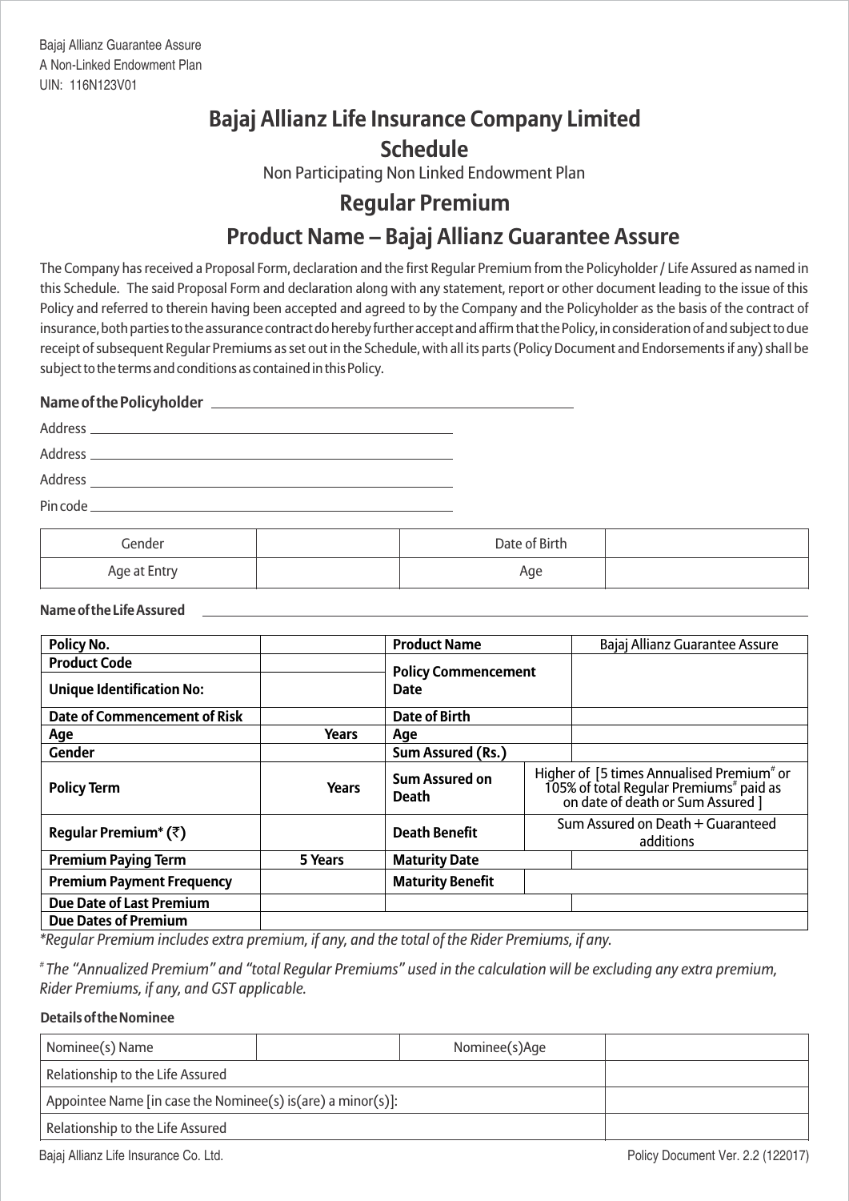Bajaj Allianz Guarantee Assure
A Non-Linked Endowment Plan
UIN: 116N123V01

# Bajaj Allianz Life Insurance Company Limited

## Schedule

Non Participating Non Linked Endowment Plan

## Regular Premium

## Product Name – Bajaj Allianz Guarantee Assure

The Company has received a Proposal Form, declaration and the first Regular Premium from the Policyholder / Life Assured as named in this Schedule. The said Proposal Form and declaration along with any statement, report or other document leading to the issue of this Policy and referred to therein having been accepted and agreed to by the Company and the Policyholder as the basis of the contract of insurance, both parties to the assurance contract do hereby further accept and affirm that the Policy, in consideration of and subject to due receipt of subsequent Regular Premiums as set out in the Schedule, with all its parts (Policy Document and Endorsements if any) shall be subject to the terms and conditions as contained in this Policy.

**Name of the Policyholder** \_\_\_\_\_\_\_\_\_\_\_\_\_\_\_\_\_\_\_\_\_\_\_\_

Address \_\_\_\_\_\_\_\_\_\_\_\_\_\_\_\_\_\_\_\_\_\_\_\_

Address \_\_\_\_\_\_\_\_\_\_\_\_\_\_\_\_\_\_\_\_\_\_\_\_

Address \_\_\_\_\_\_\_\_\_\_\_\_\_\_\_\_\_\_\_\_\_\_\_\_

Pin code \_\_\_\_\_\_\_\_\_\_\_\_\_\_\_\_\_\_\_\_\_\_\_\_

| Gender | | Date of Birth | |
|---|---|---|---|
| Age at Entry | | Age | |

**Name of the Life Assured** \_\_\_\_\_\_\_\_\_\_\_\_\_\_\_\_\_\_\_\_\_\_\_\_

| **Policy No.** | | **Product Name** | Bajaj Allianz Guarantee Assure |
|---|---|---|---|
| **Product Code** | | **Policy Commencement Date** | |
| **Unique Identification No:** | | | |
| **Date of Commencement of Risk** | | **Date of Birth** | |
| **Age** | **Years** | **Age** | |
| **Gender** | | **Sum Assured (Rs.)** | |
| **Policy Term** | **Years** | **Sum Assured on Death** | Higher of [5 times Annualised Premium# or 105% of total Regular Premiums# paid as on date of death or Sum Assured ] |
| **Regular Premium\* (₹)** | | **Death Benefit** | Sum Assured on Death + Guaranteed additions |
| **Premium Paying Term** | **5 Years** | **Maturity Date** | |
| **Premium Payment Frequency** | | **Maturity Benefit** | |
| **Due Date of Last Premium** | | | |
| **Due Dates of Premium** | | | |

*\*Regular Premium includes extra premium, if any, and the total of the Rider Premiums, if any.*

*# The "Annualized Premium" and "total Regular Premiums" used in the calculation will be excluding any extra premium, Rider Premiums, if any, and GST applicable.*

**Details of the Nominee**

| Nominee(s) Name | | Nominee(s)Age | |
|---|---|---|---|
| Relationship to the Life Assured | | | |
| Appointee Name [in case the Nominee(s) is(are) a minor(s)]: | | | |
| Relationship to the Life Assured | | | |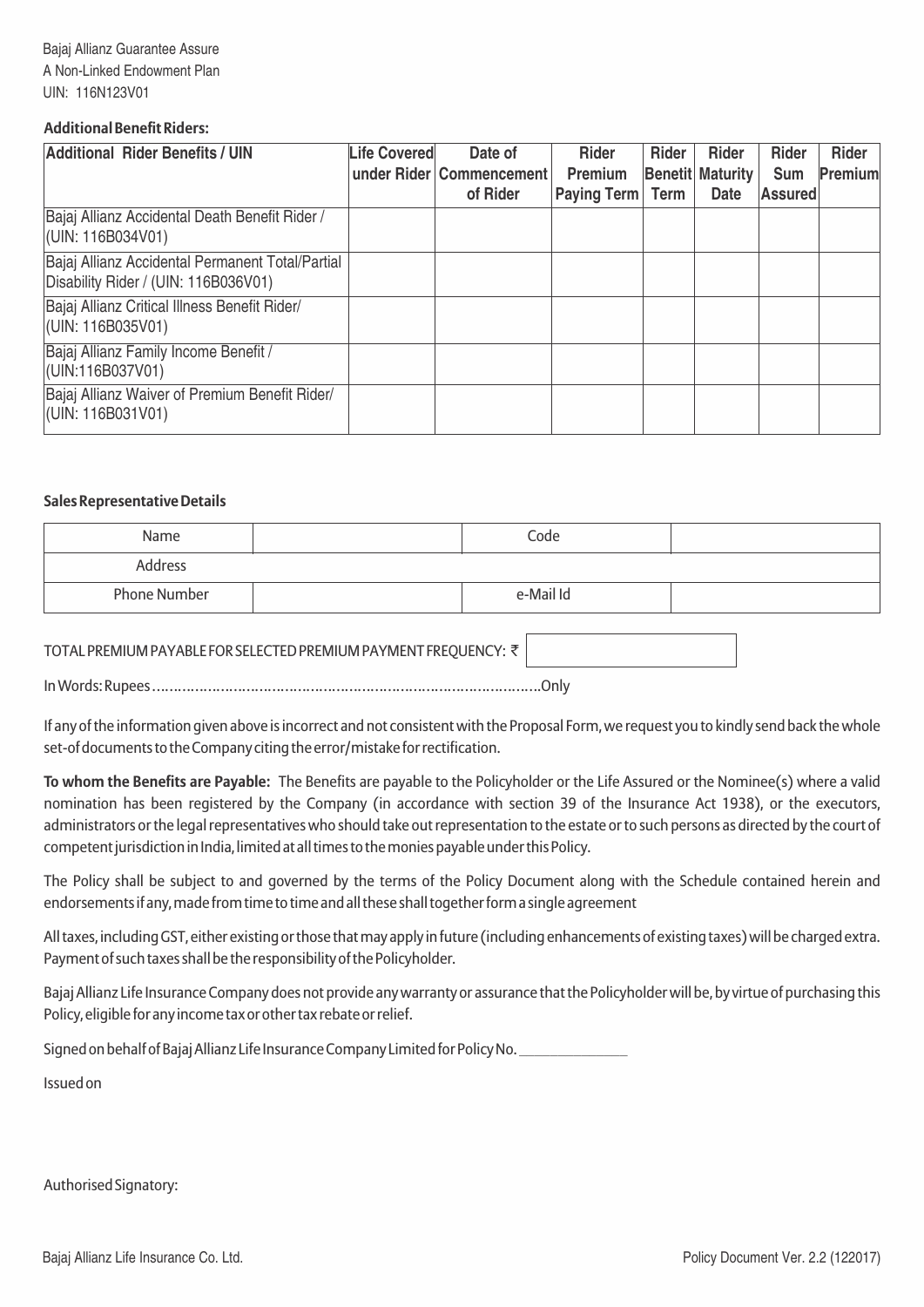Bajaj Allianz Guarantee Assure
A Non-Linked Endowment Plan
UIN: 116N123V01

**Additional Benefit Riders:**

| Additional Rider Benefits / UIN | Life Covered under Rider | Date of Commencement of Rider | Rider Premium Paying Term | Rider Benefit Term | Rider Maturity Date | Rider Sum Assured | Rider Premium |
|---|---|---|---|---|---|---|---|
| Bajaj Allianz Accidental Death Benefit Rider / (UIN: 116B034V01) | | | | | | | |
| Bajaj Allianz Accidental Permanent Total/Partial Disability Rider / (UIN: 116B036V01) | | | | | | | |
| Bajaj Allianz Critical Illness Benefit Rider/ (UIN: 116B035V01) | | | | | | | |
| Bajaj Allianz Family Income Benefit / (UIN:116B037V01) | | | | | | | |
| Bajaj Allianz Waiver of Premium Benefit Rider/ (UIN: 116B031V01) | | | | | | | |

**Sales Representative Details**

| Name | | Code | |
|---|---|---|---|
| Address | | | |
| Phone Number | | e-Mail Id | |

TOTAL PREMIUM PAYABLE FOR SELECTED PREMIUM PAYMENT FREQUENCY: ₹

In Words: Rupees.........................................................................................Only

If any of the information given above is incorrect and not consistent with the Proposal Form, we request you to kindly send back the whole set-of documents to the Company citing the error/mistake for rectification.

**To whom the Benefits are Payable:** The Benefits are payable to the Policyholder or the Life Assured or the Nominee(s) where a valid nomination has been registered by the Company (in accordance with section 39 of the Insurance Act 1938), or the executors, administrators or the legal representatives who should take out representation to the estate or to such persons as directed by the court of competent jurisdiction in India, limited at all times to the monies payable under this Policy.

The Policy shall be subject to and governed by the terms of the Policy Document along with the Schedule contained herein and endorsements if any, made from time to time and all these shall together form a single agreement

All taxes, including GST, either existing or those that may apply in future (including enhancements of existing taxes) will be charged extra. Payment of such taxes shall be the responsibility of the Policyholder.

Bajaj Allianz Life Insurance Company does not provide any warranty or assurance that the Policyholder will be, by virtue of purchasing this Policy, eligible for any income tax or other tax rebate or relief.

Signed on behalf of Bajaj Allianz Life Insurance Company Limited for Policy No. ______________

Issued on

Authorised Signatory: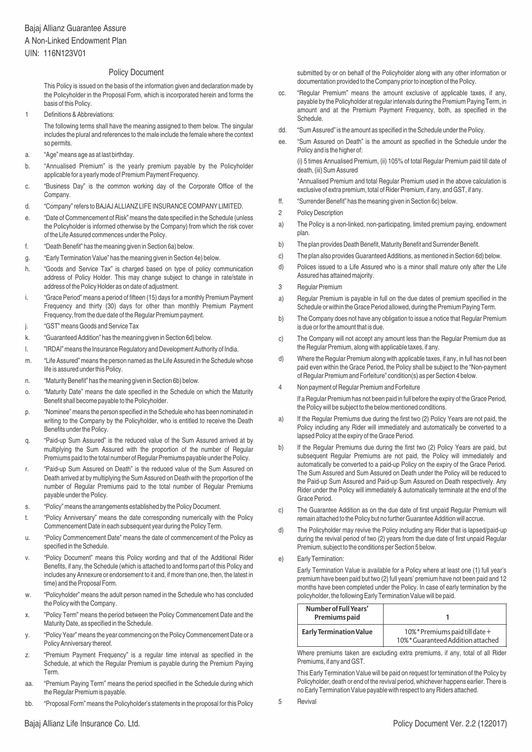Bajaj Allianz Guarantee Assure

A Non-Linked Endowment Plan

UIN: 116N123V01

## Policy Document

This Policy is issued on the basis of the information given and declaration made by the Policyholder in the Proposal Form, which is incorporated herein and forms the basis of this Policy.

1 Definitions & Abbreviations:

The following terms shall have the meaning assigned to them below. The singular includes the plural and references to the male include the female where the context so permits.

a. "Age" means age as at last birthday.

b. "Annualised Premium" is the yearly premium payable by the Policyholder applicable for a yearly mode of Premium Payment Frequency.

c. "Business Day" is the common working day of the Corporate Office of the Company.

d. "Company" refers to BAJAJ ALLIANZ LIFE INSURANCE COMPANY LIMITED.

e. "Date of Commencement of Risk" means the date specified in the Schedule (unless the Policyholder is informed otherwise by the Company) from which the risk cover of the Life Assured commences under the Policy.

f. "Death Benefit" has the meaning given in Section 6a) below.

g. "Early Termination Value" has the meaning given in Section 4e) below.

h. "Goods and Service Tax" is charged based on type of policy communication address of Policy Holder. This may change subject to change in rate/state in address of the Policy Holder as on date of adjustment.

i. "Grace Period" means a period of fifteen (15) days for a monthly Premium Payment Frequency and thirty (30) days for other than monthly Premium Payment Frequency, from the due date of the Regular Premium payment.

j. "GST" means Goods and Service Tax

k. "Guaranteed Addition" has the meaning given in Section 6d) below.

l. "IRDAI" means the Insurance Regulatory and Development Authority of India.

m. "Life Assured" means the person named as the Life Assured in the Schedule whose life is assured under this Policy.

n. "Maturity Benefit" has the meaning given in Section 6b) below.

o. "Maturity Date" means the date specified in the Schedule on which the Maturity Benefit shall become payable to the Policyholder.

p. "Nominee" means the person specified in the Schedule who has been nominated in writing to the Company by the Policyholder, who is entitled to receive the Death Benefits under the Policy.

q. "Paid-up Sum Assured" is the reduced value of the Sum Assured arrived at by multiplying the Sum Assured with the proportion of the number of Regular Premiums paid to the total number of Regular Premiums payable under the Policy.

r. "Paid-up Sum Assured on Death" is the reduced value of the Sum Assured on Death arrived at by multiplying the Sum Assured on Death with the proportion of the number of Regular Premiums paid to the total number of Regular Premiums payable under the Policy.

s. "Policy" means the arrangements established by the Policy Document.

t. "Policy Anniversary" means the date corresponding numerically with the Policy Commencement Date in each subsequent year during the Policy Term.

u. "Policy Commencement Date" means the date of commencement of the Policy as specified in the Schedule.

v. "Policy Document" means this Policy wording and that of the Additional Rider Benefits, if any, the Schedule (which is attached to and forms part of this Policy and includes any Annexure or endorsement to it and, if more than one, then, the latest in time) and the Proposal Form.

w. "Policyholder" means the adult person named in the Schedule who has concluded the Policy with the Company.

x. "Policy Term" means the period between the Policy Commencement Date and the Maturity Date, as specified in the Schedule.

y. "Policy Year" means the year commencing on the Policy Commencement Date or a Policy Anniversary thereof.

z. "Premium Payment Frequency" is a regular time interval as specified in the Schedule, at which the Regular Premium is payable during the Premium Paying Term.

aa. "Premium Paying Term" means the period specified in the Schedule during which the Regular Premium is payable.

bb. "Proposal Form" means the Policyholder's statements in the proposal for this Policy submitted by or on behalf of the Policyholder along with any other information or documentation provided to the Company prior to inception of the Policy.

cc. "Regular Premium" means the amount exclusive of applicable taxes, if any, payable by the Policyholder at regular intervals during the Premium Paying Term, in amount and at the Premium Payment Frequency, both, as specified in the Schedule.

dd. "Sum Assured" is the amount as specified in the Schedule under the Policy.

ee. "Sum Assured on Death" is the amount as specified in the Schedule under the Policy and is the higher of:

(i) 5 times Annualised Premium, (ii) 105% of total Regular Premium paid till date of death, (iii) Sum Assured

*Annualised Premium and total Regular Premium used in the above calculation is exclusive of extra premium, total of Rider Premium, if any, and GST, if any.

ff. "Surrender Benefit" has the meaning given in Section 6c) below.

2 Policy Description

a) The Policy is a non-linked, non-participating, limited premium paying, endowment plan.

b) The plan provides Death Benefit, Maturity Benefit and Surrender Benefit.

c) The plan also provides Guaranteed Additions, as mentioned in Section 6d) below.

d) Polices issued to a Life Assured who is a minor shall mature only after the Life Assured has attained majority.

3 Regular Premium

a) Regular Premium is payable in full on the due dates of premium specified in the Schedule or within the Grace Period allowed, during the Premium Paying Term.

b) The Company does not have any obligation to issue a notice that Regular Premium is due or for the amount that is due.

c) The Company will not accept any amount less than the Regular Premium due as the Regular Premium, along with applicable taxes, if any.

d) Where the Regular Premium along with applicable taxes, if any, in full has not been paid even within the Grace Period, the Policy shall be subject to the "Non-payment of Regular Premium and Forfeiture" condition(s) as per Section 4 below.

4 Non payment of Regular Premium and Forfeiture

If a Regular Premium has not been paid in full before the expiry of the Grace Period, the Policy will be subject to the below mentioned conditions.

a) If the Regular Premiums due during the first two (2) Policy Years are not paid, the Policy including any Rider will immediately and automatically be converted to a lapsed Policy at the expiry of the Grace Period.

b) If the Regular Premiums due during the first two (2) Policy Years are paid, but subsequent Regular Premiums are not paid, the Policy will immediately and automatically be converted to a paid-up Policy on the expiry of the Grace Period. The Sum Assured and Sum Assured on Death under the Policy will be reduced to the Paid-up Sum Assured and Paid-up Sum Assured on Death respectively. Any Rider under the Policy will immediately & automatically terminate at the end of the Grace Period.

c) The Guarantee Addition as on the due date of first unpaid Regular Premium will remain attached to the Policy but no further Guarantee Addition will accrue.

d) The Policyholder may revive the Policy including any Rider that is lapsed/paid-up during the revival period of two (2) years from the due date of first unpaid Regular Premium, subject to the conditions per Section 5 below.

e) Early Termination:

Early Termination Value is available for a Policy where at least one (1) full year's premium have been paid but two (2) full years' premium have not been paid and 12 months have been completed under the Policy. In case of early termination by the policyholder, the following Early Termination Value will be paid.

| Number of Full Years' Premiums paid | 1 |
|---|---|
| Early Termination Value | 10%* Premiums paid till date + 10%* Guaranteed Addition attached |

Where premiums taken are excluding extra premiums, if any, total of all Rider Premiums, if any and GST.

This Early Termination Value will be paid on request for termination of the Policy by Policyholder, death or end of the revival period, whichever happens earlier. There is no Early Termination Value payable with respect to any Riders attached.

5 Revival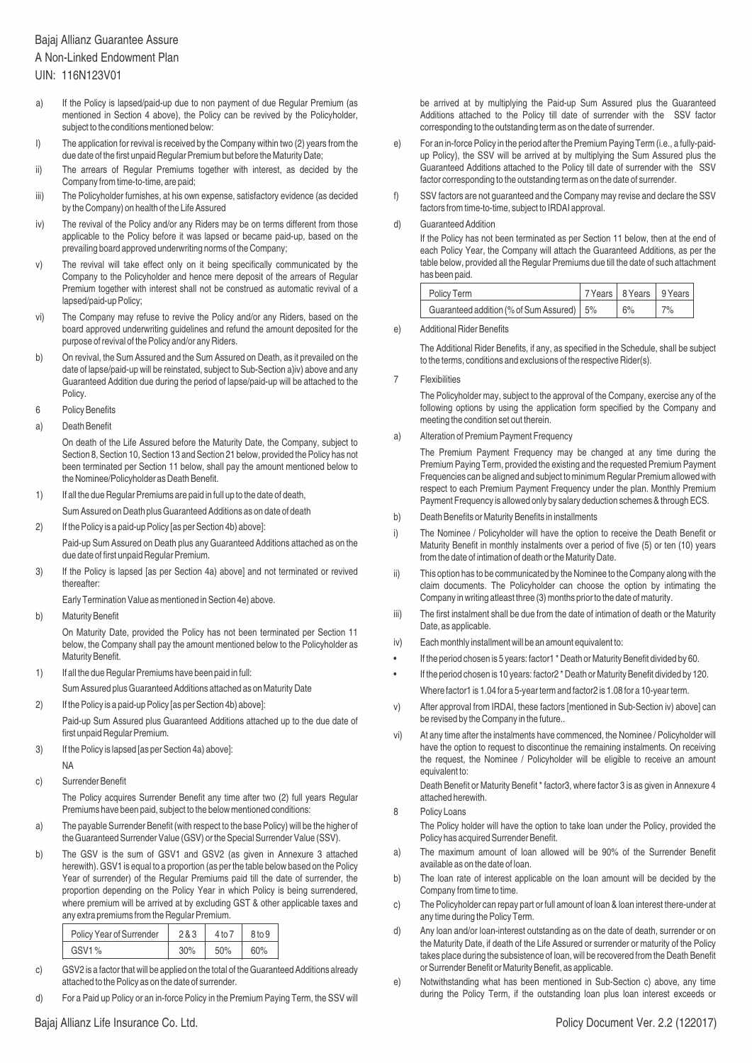a) If the Policy is lapsed/paid-up due to non payment of due Regular Premium (as mentioned in Section 4 above), the Policy can be revived by the Policyholder, subject to the conditions mentioned below:

I) The application for revival is received by the Company within two (2) years from the due date of the first unpaid Regular Premium but before the Maturity Date;

ii) The arrears of Regular Premiums together with interest, as decided by the Company from time-to-time, are paid;

iii) The Policyholder furnishes, at his own expense, satisfactory evidence (as decided by the Company) on health of the Life Assured

iv) The revival of the Policy and/or any Riders may be on terms different from those applicable to the Policy before it was lapsed or became paid-up, based on the prevailing board approved underwriting norms of the Company;

v) The revival will take effect only on it being specifically communicated by the Company to the Policyholder and hence mere deposit of the arrears of Regular Premium together with interest shall not be construed as automatic revival of a lapsed/paid-up Policy;

vi) The Company may refuse to revive the Policy and/or any Riders, based on the board approved underwriting guidelines and refund the amount deposited for the purpose of revival of the Policy and/or any Riders.

b) On revival, the Sum Assured and the Sum Assured on Death, as it prevailed on the date of lapse/paid-up will be reinstated, subject to Sub-Section a)iv) above and any Guaranteed Addition due during the period of lapse/paid-up will be attached to the Policy.

6 Policy Benefits

a) Death Benefit

On death of the Life Assured before the Maturity Date, the Company, subject to Section 8, Section 10, Section 13 and Section 21 below, provided the Policy has not been terminated per Section 11 below, shall pay the amount mentioned below to the Nominee/Policyholder as Death Benefit.

1) If all the due Regular Premiums are paid in full up to the date of death,

Sum Assured on Death plus Guaranteed Additions as on date of death

2) If the Policy is a paid-up Policy [as per Section 4b) above]:

Paid-up Sum Assured on Death plus any Guaranteed Additions attached as on the due date of first unpaid Regular Premium.

3) If the Policy is lapsed [as per Section 4a) above] and not terminated or revived thereafter:

Early Termination Value as mentioned in Section 4e) above.

b) Maturity Benefit

On Maturity Date, provided the Policy has not been terminated per Section 11 below, the Company shall pay the amount mentioned below to the Policyholder as Maturity Benefit.

1) If all the due Regular Premiums have been paid in full:

Sum Assured plus Guaranteed Additions attached as on Maturity Date

2) If the Policy is a paid-up Policy [as per Section 4b) above]:

Paid-up Sum Assured plus Guaranteed Additions attached up to the due date of first unpaid Regular Premium.

3) If the Policy is lapsed [as per Section 4a) above]:

NA

c) Surrender Benefit

The Policy acquires Surrender Benefit any time after two (2) full years Regular Premiums have been paid, subject to the below mentioned conditions:

a) The payable Surrender Benefit (with respect to the base Policy) will be the higher of the Guaranteed Surrender Value (GSV) or the Special Surrender Value (SSV).

b) The GSV is the sum of GSV1 and GSV2 (as given in Annexure 3 attached herewith). GSV1 is equal to a proportion (as per the table below based on the Policy Year of surrender) of the Regular Premiums paid till the date of surrender, the proportion depending on the Policy Year in which Policy is being surrendered, where premium will be arrived at by excluding GST & other applicable taxes and any extra premiums from the Regular Premium.

| Policy Year of Surrender | 2 & 3 | 4 to 7 | 8 to 9 |
|---|---|---|---|
| GSV1 % | 30% | 50% | 60% |

c) GSV2 is a factor that will be applied on the total of the Guaranteed Additions already attached to the Policy as on the date of surrender.

d) For a Paid up Policy or an in-force Policy in the Premium Paying Term, the SSV will be arrived at by multiplying the Paid-up Sum Assured plus the Guaranteed Additions attached to the Policy till date of surrender with the SSV factor corresponding to the outstanding term as on the date of surrender.

e) For an in-force Policy in the period after the Premium Paying Term (i.e., a fully-paid-up Policy), the SSV will be arrived at by multiplying the Sum Assured plus the Guaranteed Additions attached to the Policy till date of surrender with the SSV factor corresponding to the outstanding term as on the date of surrender.

f) SSV factors are not guaranteed and the Company may revise and declare the SSV factors from time-to-time, subject to IRDAI approval.

d) Guaranteed Addition

If the Policy has not been terminated as per Section 11 below, then at the end of each Policy Year, the Company will attach the Guaranteed Additions, as per the table below, provided all the Regular Premiums due till the date of such attachment has been paid.

| Policy Term | 7 Years | 8 Years | 9 Years |
|---|---|---|---|
| Guaranteed addition (% of Sum Assured) | 5% | 6% | 7% |

e) Additional Rider Benefits

The Additional Rider Benefits, if any, as specified in the Schedule, shall be subject to the terms, conditions and exclusions of the respective Rider(s).

7 Flexibilities

The Policyholder may, subject to the approval of the Company, exercise any of the following options by using the application form specified by the Company and meeting the condition set out therein.

a) Alteration of Premium Payment Frequency

The Premium Payment Frequency may be changed at any time during the Premium Paying Term, provided the existing and the requested Premium Payment Frequencies can be aligned and subject to minimum Regular Premium allowed with respect to each Premium Payment Frequency under the plan. Monthly Premium Payment Frequency is allowed only by salary deduction schemes & through ECS.

b) Death Benefits or Maturity Benefits in installments

i) The Nominee / Policyholder will have the option to receive the Death Benefit or Maturity Benefit in monthly instalments over a period of five (5) or ten (10) years from the date of intimation of death or the Maturity Date.

ii) This option has to be communicated by the Nominee to the Company along with the claim documents. The Policyholder can choose the option by intimating the Company in writing atleast three (3) months prior to the date of maturity.

iii) The first instalment shall be due from the date of intimation of death or the Maturity Date, as applicable.

iv) Each monthly installment will be an amount equivalent to:

- If the period chosen is 5 years: factor1 * Death or Maturity Benefit divided by 60.
- If the period chosen is 10 years: factor2 * Death or Maturity Benefit divided by 120.

Where factor1 is 1.04 for a 5-year term and factor2 is 1.08 for a 10-year term.

v) After approval from IRDAI, these factors [mentioned in Sub-Section iv) above] can be revised by the Company in the future..

vi) At any time after the instalments have commenced, the Nominee / Policyholder will have the option to request to discontinue the remaining instalments. On receiving the request, the Nominee / Policyholder will be eligible to receive an amount equivalent to:

Death Benefit or Maturity Benefit * factor3, where factor 3 is as given in Annexure 4 attached herewith.

8 Policy Loans

The Policy holder will have the option to take loan under the Policy, provided the Policy has acquired Surrender Benefit.

a) The maximum amount of loan allowed will be 90% of the Surrender Benefit available as on the date of loan.

b) The loan rate of interest applicable on the loan amount will be decided by the Company from time to time.

c) The Policyholder can repay part or full amount of loan & loan interest there-under at any time during the Policy Term.

d) Any loan and/or loan-interest outstanding as on the date of death, surrender or on the Maturity Date, if death of the Life Assured or surrender or maturity of the Policy takes place during the subsistence of loan, will be recovered from the Death Benefit or Surrender Benefit or Maturity Benefit, as applicable.

e) Notwithstanding what has been mentioned in Sub-Section c) above, any time during the Policy Term, if the outstanding loan plus loan interest exceeds or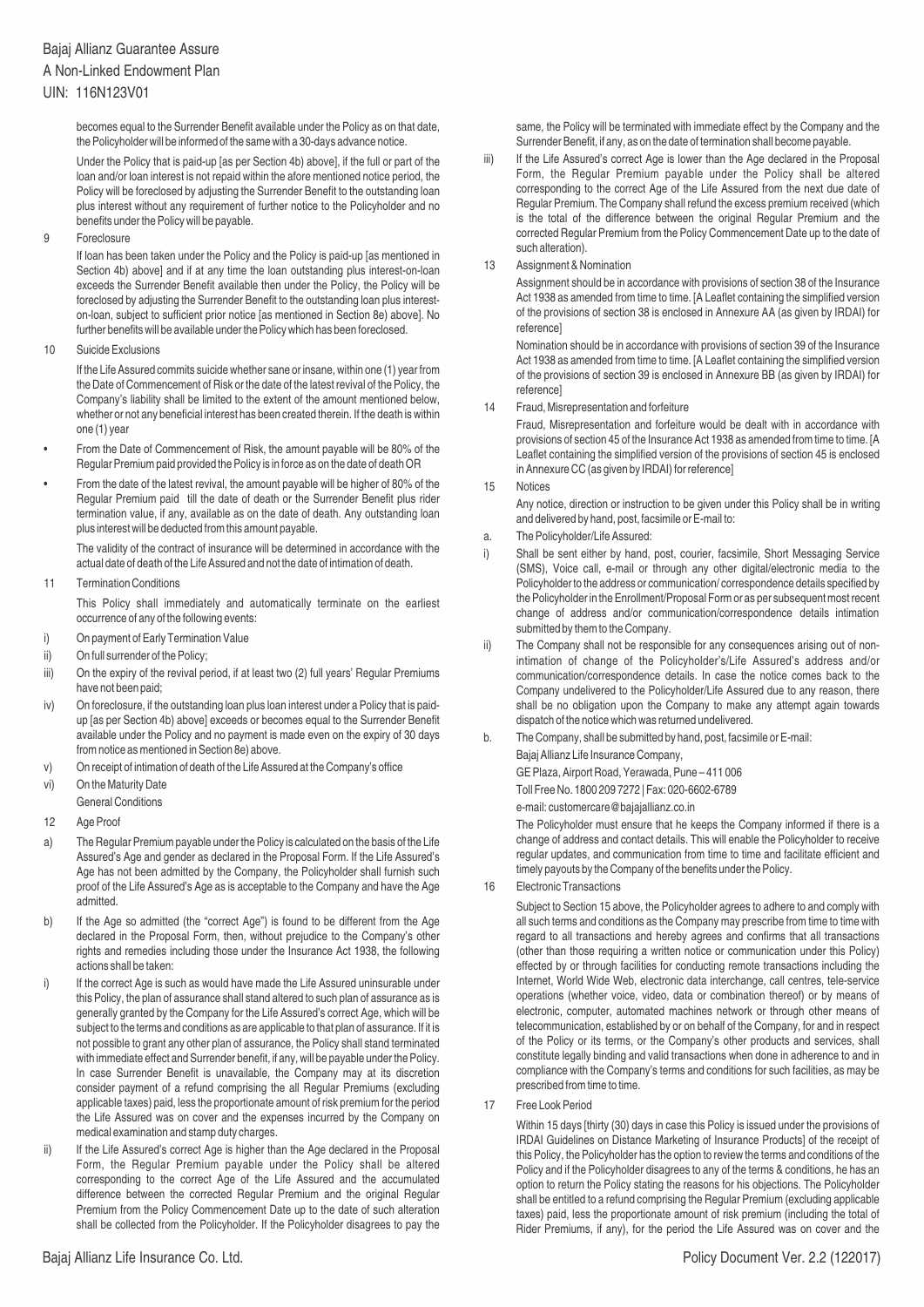becomes equal to the Surrender Benefit available under the Policy as on that date, the Policyholder will be informed of the same with a 30-days advance notice.

Under the Policy that is paid-up [as per Section 4b) above], if the full or part of the loan and/or loan interest is not repaid within the afore mentioned notice period, the Policy will be foreclosed by adjusting the Surrender Benefit to the outstanding loan plus interest without any requirement of further notice to the Policyholder and no benefits under the Policy will be payable.

9 Foreclosure

If loan has been taken under the Policy and the Policy is paid-up [as mentioned in Section 4b) above] and if at any time the loan outstanding plus interest-on-loan exceeds the Surrender Benefit available then under the Policy, the Policy will be foreclosed by adjusting the Surrender Benefit to the outstanding loan plus interest-on-loan, subject to sufficient prior notice [as mentioned in Section 8e) above]. No further benefits will be available under the Policy which has been foreclosed.

10 Suicide Exclusions

If the Life Assured commits suicide whether sane or insane, within one (1) year from the Date of Commencement of Risk or the date of the latest revival of the Policy, the Company's liability shall be limited to the extent of the amount mentioned below, whether or not any beneficial interest has been created therein. If the death is within one (1) year

- From the Date of Commencement of Risk, the amount payable will be 80% of the Regular Premium paid provided the Policy is in force as on the date of death OR
- From the date of the latest revival, the amount payable will be higher of 80% of the Regular Premium paid till the date of death or the Surrender Benefit plus rider termination value, if any, available as on the date of death. Any outstanding loan plus interest will be deducted from this amount payable.

The validity of the contract of insurance will be determined in accordance with the actual date of death of the Life Assured and not the date of intimation of death.

11 Termination Conditions

This Policy shall immediately and automatically terminate on the earliest occurrence of any of the following events:

i) On payment of Early Termination Value
ii) On full surrender of the Policy;
iii) On the expiry of the revival period, if at least two (2) full years' Regular Premiums have not been paid;
iv) On foreclosure, if the outstanding loan plus loan interest under a Policy that is paid-up [as per Section 4b) above] exceeds or becomes equal to the Surrender Benefit available under the Policy and no payment is made even on the expiry of 30 days from notice as mentioned in Section 8e) above.
v) On receipt of intimation of death of the Life Assured at the Company's office
vi) On the Maturity Date

General Conditions

12 Age Proof

a) The Regular Premium payable under the Policy is calculated on the basis of the Life Assured's Age and gender as declared in the Proposal Form. If the Life Assured's Age has not been admitted by the Company, the Policyholder shall furnish such proof of the Life Assured's Age as is acceptable to the Company and have the Age admitted.

b) If the Age so admitted (the "correct Age") is found to be different from the Age declared in the Proposal Form, then, without prejudice to the Company's other rights and remedies including those under the Insurance Act 1938, the following actions shall be taken:

i) If the correct Age is such as would have made the Life Assured uninsurable under this Policy, the plan of assurance shall stand altered to such plan of assurance as is generally granted by the Company for the Life Assured's correct Age, which will be subject to the terms and conditions as are applicable to that plan of assurance. If it is not possible to grant any other plan of assurance, the Policy shall stand terminated with immediate effect and Surrender benefit, if any, will be payable under the Policy. In case Surrender Benefit is unavailable, the Company may at its discretion consider payment of a refund comprising the all Regular Premiums (excluding applicable taxes) paid, less the proportionate amount of risk premium for the period the Life Assured was on cover and the expenses incurred by the Company on medical examination and stamp duty charges.

ii) If the Life Assured's correct Age is higher than the Age declared in the Proposal Form, the Regular Premium payable under the Policy shall be altered corresponding to the correct Age of the Life Assured and the accumulated difference between the corrected Regular Premium and the original Regular Premium from the Policy Commencement Date up to the date of such alteration shall be collected from the Policyholder. If the Policyholder disagrees to pay the same, the Policy will be terminated with immediate effect by the Company and the Surrender Benefit, if any, as on the date of termination shall become payable.

iii) If the Life Assured's correct Age is lower than the Age declared in the Proposal Form, the Regular Premium payable under the Policy shall be altered corresponding to the correct Age of the Life Assured from the next due date of Regular Premium. The Company shall refund the excess premium received (which is the total of the difference between the original Regular Premium and the corrected Regular Premium from the Policy Commencement Date up to the date of such alteration).

13 Assignment & Nomination

Assignment should be in accordance with provisions of section 38 of the Insurance Act 1938 as amended from time to time. [A Leaflet containing the simplified version of the provisions of section 38 is enclosed in Annexure AA (as given by IRDAI) for reference]

Nomination should be in accordance with provisions of section 39 of the Insurance Act 1938 as amended from time to time. [A Leaflet containing the simplified version of the provisions of section 39 is enclosed in Annexure BB (as given by IRDAI) for reference]

14 Fraud, Misrepresentation and forfeiture

Fraud, Misrepresentation and forfeiture would be dealt with in accordance with provisions of section 45 of the Insurance Act 1938 as amended from time to time. [A Leaflet containing the simplified version of the provisions of section 45 is enclosed in Annexure CC (as given by IRDAI) for reference]

15 Notices

Any notice, direction or instruction to be given under this Policy shall be in writing and delivered by hand, post, facsimile or E-mail to:

a. The Policyholder/Life Assured:

i) Shall be sent either by hand, post, courier, facsimile, Short Messaging Service (SMS), Voice call, e-mail or through any other digital/electronic media to the Policyholder to the address or communication/ correspondence details specified by the Policyholder in the Enrollment/Proposal Form or as per subsequent most recent change of address and/or communication/correspondence details intimation submitted by them to the Company.

ii) The Company shall not be responsible for any consequences arising out of non-intimation of change of the Policyholder's/Life Assured's address and/or communication/correspondence details. In case the notice comes back to the Company undelivered to the Policyholder/Life Assured due to any reason, there shall be no obligation upon the Company to make any attempt again towards dispatch of the notice which was returned undelivered.

b. The Company, shall be submitted by hand, post, facsimile or E-mail:

Bajaj Allianz Life Insurance Company,
GE Plaza, Airport Road, Yerawada, Pune – 411 006
Toll Free No. 1800 209 7272 | Fax: 020-6602-6789
e-mail: customercare@bajajallianz.co.in

The Policyholder must ensure that he keeps the Company informed if there is a change of address and contact details. This will enable the Policyholder to receive regular updates, and communication from time to time and facilitate efficient and timely payouts by the Company of the benefits under the Policy.

16 Electronic Transactions

Subject to Section 15 above, the Policyholder agrees to adhere to and comply with all such terms and conditions as the Company may prescribe from time to time with regard to all transactions and hereby agrees and confirms that all transactions (other than those requiring a written notice or communication under this Policy) effected by or through facilities for conducting remote transactions including the Internet, World Wide Web, electronic data interchange, call centres, tele-service operations (whether voice, video, data or combination thereof) or by means of electronic, computer, automated machines network or through other means of telecommunication, established by or on behalf of the Company, for and in respect of the Policy or its terms, or the Company's other products and services, shall constitute legally binding and valid transactions when done in adherence to and in compliance with the Company's terms and conditions for such facilities, as may be prescribed from time to time.

17 Free Look Period

Within 15 days [thirty (30) days in case this Policy is issued under the provisions of IRDAI Guidelines on Distance Marketing of Insurance Products] of the receipt of this Policy, the Policyholder has the option to review the terms and conditions of the Policy and if the Policyholder disagrees to any of the terms & conditions, he has an option to return the Policy stating the reasons for his objections. The Policyholder shall be entitled to a refund comprising the Regular Premium (excluding applicable taxes) paid, less the proportionate amount of risk premium (including the total of Rider Premiums, if any), for the period the Life Assured was on cover and the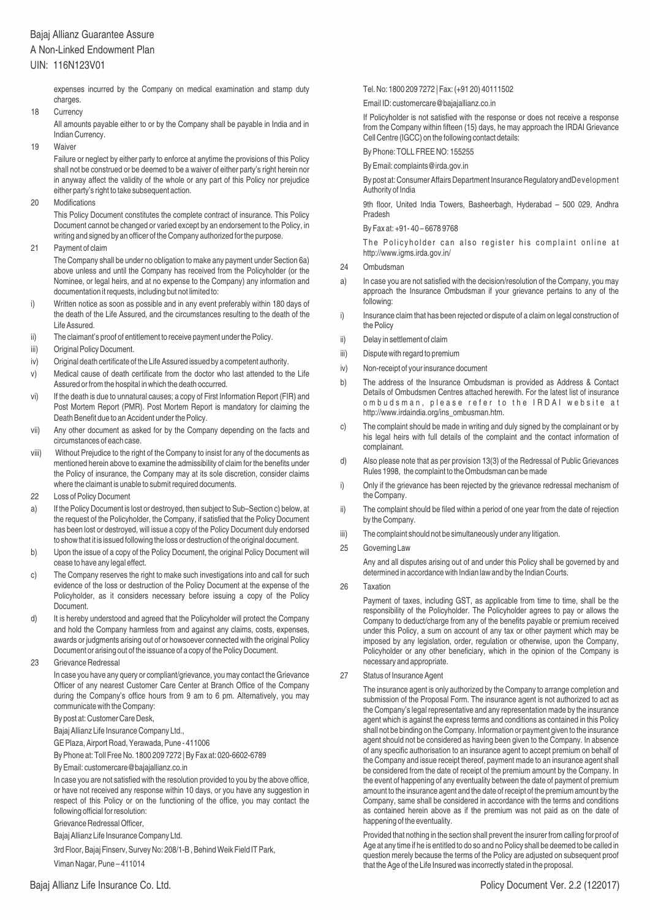expenses incurred by the Company on medical examination and stamp duty charges.

18 Currency

All amounts payable either to or by the Company shall be payable in India and in Indian Currency.

19 Waiver

Failure or neglect by either party to enforce at anytime the provisions of this Policy shall not be construed or be deemed to be a waiver of either party's right herein nor in anyway affect the validity of the whole or any part of this Policy nor prejudice either party's right to take subsequent action.

20 Modifications

This Policy Document constitutes the complete contract of insurance. This Policy Document cannot be changed or varied except by an endorsement to the Policy, in writing and signed by an officer of the Company authorized for the purpose.

21 Payment of claim

The Company shall be under no obligation to make any payment under Section 6a) above unless and until the Company has received from the Policyholder (or the Nominee, or legal heirs, and at no expense to the Company) any information and documentation it requests, including but not limited to:

i) Written notice as soon as possible and in any event preferably within 180 days of the death of the Life Assured, and the circumstances resulting to the death of the Life Assured.

ii) The claimant's proof of entitlement to receive payment under the Policy.

iii) Original Policy Document.

iv) Original death certificate of the Life Assured issued by a competent authority.

v) Medical cause of death certificate from the doctor who last attended to the Life Assured or from the hospital in which the death occurred.

vi) If the death is due to unnatural causes; a copy of First Information Report (FIR) and Post Mortem Report (PMR). Post Mortem Report is mandatory for claiming the Death Benefit due to an Accident under the Policy.

vii) Any other document as asked for by the Company depending on the facts and circumstances of each case.

viii) Without Prejudice to the right of the Company to insist for any of the documents as mentioned herein above to examine the admissibility of claim for the benefits under the Policy of insurance, the Company may at its sole discretion, consider claims where the claimant is unable to submit required documents.

22 Loss of Policy Document

a) If the Policy Document is lost or destroyed, then subject to Sub–Section c) below, at the request of the Policyholder, the Company, if satisfied that the Policy Document has been lost or destroyed, will issue a copy of the Policy Document duly endorsed to show that it is issued following the loss or destruction of the original document.

b) Upon the issue of a copy of the Policy Document, the original Policy Document will cease to have any legal effect.

c) The Company reserves the right to make such investigations into and call for such evidence of the loss or destruction of the Policy Document at the expense of the Policyholder, as it considers necessary before issuing a copy of the Policy Document.

d) It is hereby understood and agreed that the Policyholder will protect the Company and hold the Company harmless from and against any claims, costs, expenses, awards or judgments arising out of or howsoever connected with the original Policy Document or arising out of the issuance of a copy of the Policy Document.

23 Grievance Redressal

In case you have any query or compliant/grievance, you may contact the Grievance Officer of any nearest Customer Care Center at Branch Office of the Company during the Company's office hours from 9 am to 6 pm. Alternatively, you may communicate with the Company:

By post at: Customer Care Desk,

Bajaj Allianz Life Insurance Company Ltd.,

GE Plaza, Airport Road, Yerawada, Pune - 411006

By Phone at: Toll Free No. 1800 209 7272 | By Fax at: 020-6602-6789

By Email: customercare@bajajallianz.co.in

In case you are not satisfied with the resolution provided to you by the above office, or have not received any response within 10 days, or you have any suggestion in respect of this Policy or on the functioning of the office, you may contact the following official for resolution:

Grievance Redressal Officer,

Bajaj Allianz Life Insurance Company Ltd.

3rd Floor, Bajaj Finserv, Survey No: 208/1-B , Behind Weik Field IT Park,

Viman Nagar, Pune – 411014

Tel. No: 1800 209 7272 | Fax: (+91 20) 40111502

Email ID: customercare@bajajallianz.co.in

If Policyholder is not satisfied with the response or does not receive a response from the Company within fifteen (15) days, he may approach the IRDAI Grievance Cell Centre (IGCC) on the following contact details:

By Phone: TOLL FREE NO: 155255

By Email: complaints@irda.gov.in

By post at: Consumer Affairs Department Insurance Regulatory andDevelopment Authority of India

9th floor, United India Towers, Basheerbagh, Hyderabad – 500 029, Andhra Pradesh

By Fax at: +91- 40 – 6678 9768

The Policyholder can also register his complaint online at http://www.igms.irda.gov.in/

24 Ombudsman

a) In case you are not satisfied with the decision/resolution of the Company, you may approach the Insurance Ombudsman if your grievance pertains to any of the following:

i) Insurance claim that has been rejected or dispute of a claim on legal construction of the Policy

ii) Delay in settlement of claim

iii) Dispute with regard to premium

iv) Non-receipt of your insurance document

b) The address of the Insurance Ombudsman is provided as Address & Contact Details of Ombudsmen Centres attached herewith. For the latest list of insurance ombudsman, please refer to the IRDAI website at http://www.irdaindia.org/ins_ombusman.htm.

c) The complaint should be made in writing and duly signed by the complainant or by his legal heirs with full details of the complaint and the contact information of complainant.

d) Also please note that as per provision 13(3) of the Redressal of Public Grievances Rules 1998, the complaint to the Ombudsman can be made

i) Only if the grievance has been rejected by the grievance redressal mechanism of the Company.

ii) The complaint should be filed within a period of one year from the date of rejection by the Company.

iii) The complaint should not be simultaneously under any litigation.

25 Governing Law

Any and all disputes arising out of and under this Policy shall be governed by and determined in accordance with Indian law and by the Indian Courts.

26 Taxation

Payment of taxes, including GST, as applicable from time to time, shall be the responsibility of the Policyholder. The Policyholder agrees to pay or allows the Company to deduct/charge from any of the benefits payable or premium received under this Policy, a sum on account of any tax or other payment which may be imposed by any legislation, order, regulation or otherwise, upon the Company, Policyholder or any other beneficiary, which in the opinion of the Company is necessary and appropriate.

27 Status of Insurance Agent

The insurance agent is only authorized by the Company to arrange completion and submission of the Proposal Form. The insurance agent is not authorized to act as the Company's legal representative and any representation made by the insurance agent which is against the express terms and conditions as contained in this Policy shall not be binding on the Company. Information or payment given to the insurance agent shall not be considered as having been given to the Company. In absence of any specific authorisation to an insurance agent to accept premium on behalf of the Company and issue receipt thereof, payment made to an insurance agent shall be considered from the date of receipt of the premium amount by the Company. In the event of happening of any eventuality between the date of payment of premium amount to the insurance agent and the date of receipt of the premium amount by the Company, same shall be considered in accordance with the terms and conditions as contained herein above as if the premium was not paid as on the date of happening of the eventuality.

Provided that nothing in the section shall prevent the insurer from calling for proof of Age at any time if he is entitled to do so and no Policy shall be deemed to be called in question merely because the terms of the Policy are adjusted on subsequent proof that the Age of the Life Insured was incorrectly stated in the proposal.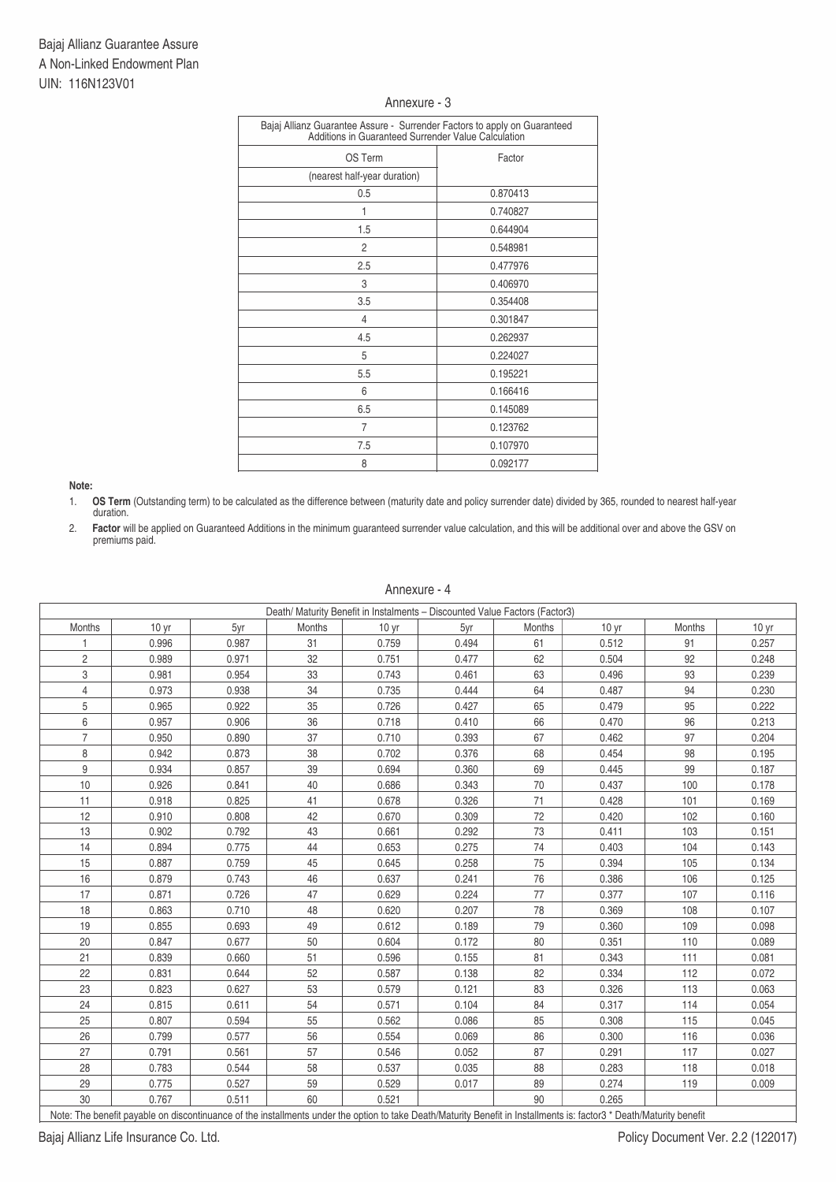Bajaj Allianz Guarantee Assure
A Non-Linked Endowment Plan
UIN: 116N123V01

## Annexure - 3

| Bajaj Allianz Guarantee Assure - Surrender Factors to apply on Guaranteed Additions in Guaranteed Surrender Value Calculation | |
|---|---|
| OS Term (nearest half-year duration) | Factor |
| 0.5 | 0.870413 |
| 1 | 0.740827 |
| 1.5 | 0.644904 |
| 2 | 0.548981 |
| 2.5 | 0.477976 |
| 3 | 0.406970 |
| 3.5 | 0.354408 |
| 4 | 0.301847 |
| 4.5 | 0.262937 |
| 5 | 0.224027 |
| 5.5 | 0.195221 |
| 6 | 0.166416 |
| 6.5 | 0.145089 |
| 7 | 0.123762 |
| 7.5 | 0.107970 |
| 8 | 0.092177 |

**Note:**

1. **OS Term** (Outstanding term) to be calculated as the difference between (maturity date and policy surrender date) divided by 365, rounded to nearest half-year duration.
2. **Factor** will be applied on Guaranteed Additions in the minimum guaranteed surrender value calculation, and this will be additional over and above the GSV on premiums paid.

## Annexure - 4

| Death/ Maturity Benefit in Instalments – Discounted Value Factors (Factor3) | | | | | | | | | |
|---|---|---|---|---|---|---|---|---|---|
| Months | 10 yr | 5yr | Months | 10 yr | 5yr | Months | 10 yr | Months | 10 yr |
| 1 | 0.996 | 0.987 | 31 | 0.759 | 0.494 | 61 | 0.512 | 91 | 0.257 |
| 2 | 0.989 | 0.971 | 32 | 0.751 | 0.477 | 62 | 0.504 | 92 | 0.248 |
| 3 | 0.981 | 0.954 | 33 | 0.743 | 0.461 | 63 | 0.496 | 93 | 0.239 |
| 4 | 0.973 | 0.938 | 34 | 0.735 | 0.444 | 64 | 0.487 | 94 | 0.230 |
| 5 | 0.965 | 0.922 | 35 | 0.726 | 0.427 | 65 | 0.479 | 95 | 0.222 |
| 6 | 0.957 | 0.906 | 36 | 0.718 | 0.410 | 66 | 0.470 | 96 | 0.213 |
| 7 | 0.950 | 0.890 | 37 | 0.710 | 0.393 | 67 | 0.462 | 97 | 0.204 |
| 8 | 0.942 | 0.873 | 38 | 0.702 | 0.376 | 68 | 0.454 | 98 | 0.195 |
| 9 | 0.934 | 0.857 | 39 | 0.694 | 0.360 | 69 | 0.445 | 99 | 0.187 |
| 10 | 0.926 | 0.841 | 40 | 0.686 | 0.343 | 70 | 0.437 | 100 | 0.178 |
| 11 | 0.918 | 0.825 | 41 | 0.678 | 0.326 | 71 | 0.428 | 101 | 0.169 |
| 12 | 0.910 | 0.808 | 42 | 0.670 | 0.309 | 72 | 0.420 | 102 | 0.160 |
| 13 | 0.902 | 0.792 | 43 | 0.661 | 0.292 | 73 | 0.411 | 103 | 0.151 |
| 14 | 0.894 | 0.775 | 44 | 0.653 | 0.275 | 74 | 0.403 | 104 | 0.143 |
| 15 | 0.887 | 0.759 | 45 | 0.645 | 0.258 | 75 | 0.394 | 105 | 0.134 |
| 16 | 0.879 | 0.743 | 46 | 0.637 | 0.241 | 76 | 0.386 | 106 | 0.125 |
| 17 | 0.871 | 0.726 | 47 | 0.629 | 0.224 | 77 | 0.377 | 107 | 0.116 |
| 18 | 0.863 | 0.710 | 48 | 0.620 | 0.207 | 78 | 0.369 | 108 | 0.107 |
| 19 | 0.855 | 0.693 | 49 | 0.612 | 0.189 | 79 | 0.360 | 109 | 0.098 |
| 20 | 0.847 | 0.677 | 50 | 0.604 | 0.172 | 80 | 0.351 | 110 | 0.089 |
| 21 | 0.839 | 0.660 | 51 | 0.596 | 0.155 | 81 | 0.343 | 111 | 0.081 |
| 22 | 0.831 | 0.644 | 52 | 0.587 | 0.138 | 82 | 0.334 | 112 | 0.072 |
| 23 | 0.823 | 0.627 | 53 | 0.579 | 0.121 | 83 | 0.326 | 113 | 0.063 |
| 24 | 0.815 | 0.611 | 54 | 0.571 | 0.104 | 84 | 0.317 | 114 | 0.054 |
| 25 | 0.807 | 0.594 | 55 | 0.562 | 0.086 | 85 | 0.308 | 115 | 0.045 |
| 26 | 0.799 | 0.577 | 56 | 0.554 | 0.069 | 86 | 0.300 | 116 | 0.036 |
| 27 | 0.791 | 0.561 | 57 | 0.546 | 0.052 | 87 | 0.291 | 117 | 0.027 |
| 28 | 0.783 | 0.544 | 58 | 0.537 | 0.035 | 88 | 0.283 | 118 | 0.018 |
| 29 | 0.775 | 0.527 | 59 | 0.529 | 0.017 | 89 | 0.274 | 119 | 0.009 |
| 30 | 0.767 | 0.511 | 60 | 0.521 | | 90 | 0.265 | | |

Note: The benefit payable on discontinuance of the installments under the option to take Death/Maturity Benefit in Installments is: factor3 * Death/Maturity benefit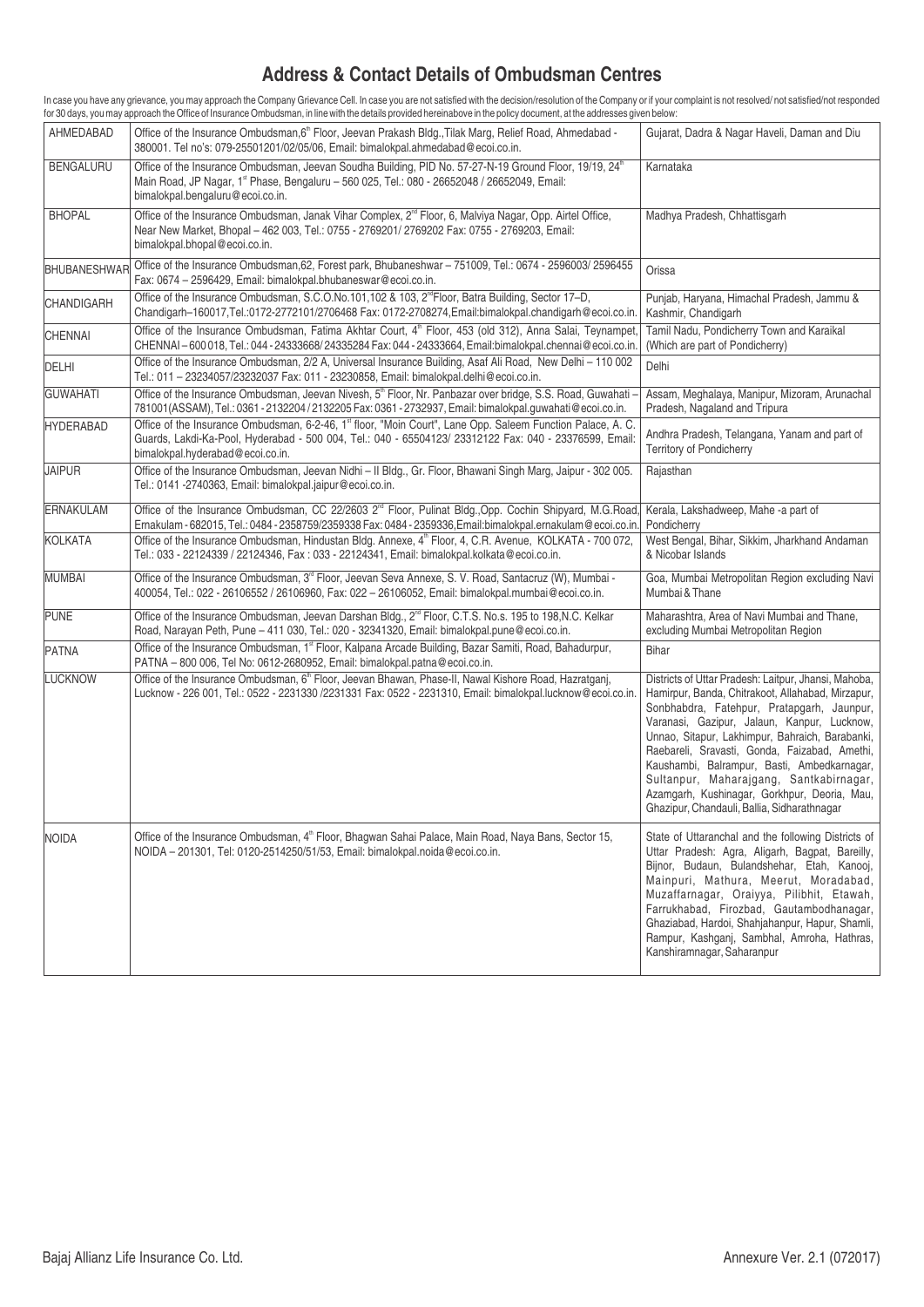## Address & Contact Details of Ombudsman Centres

In case you have any grievance, you may approach the Company Grievance Cell. In case you are not satisfied with the decision/resolution of the Company or if your complaint is not resolved/ not satisfied/not responded for 30 days, you may approach the Office of Insurance Ombudsman, in line with the details provided hereinabove in the policy document, at the addresses given below:

| | | |
|---|---|---|
| AHMEDABAD | Office of the Insurance Ombudsman,6th Floor, Jeevan Prakash Bldg.,Tilak Marg, Relief Road, Ahmedabad - 380001. Tel no's: 079-25501201/02/05/06, Email: bimalokpal.ahmedabad@ecoi.co.in. | Gujarat, Dadra & Nagar Haveli, Daman and Diu |
| BENGALURU | Office of the Insurance Ombudsman, Jeevan Soudha Building, PID No. 57-27-N-19 Ground Floor, 19/19, 24th Main Road, JP Nagar, 1st Phase, Bengaluru – 560 025, Tel.: 080 - 26652048 / 26652049, Email: bimalokpal.bengaluru@ecoi.co.in. | Karnataka |
| BHOPAL | Office of the Insurance Ombudsman, Janak Vihar Complex, 2nd Floor, 6, Malviya Nagar, Opp. Airtel Office, Near New Market, Bhopal – 462 003, Tel.: 0755 - 2769201/ 2769202 Fax: 0755 - 2769203, Email: bimalokpal.bhopal@ecoi.co.in. | Madhya Pradesh, Chhattisgarh |
| BHUBANESHWAR | Office of the Insurance Ombudsman,62, Forest park, Bhubaneshwar – 751009, Tel.: 0674 - 2596003/ 2596455 Fax: 0674 – 2596429, Email: bimalokpal.bhubaneswar@ecoi.co.in. | Orissa |
| CHANDIGARH | Office of the Insurance Ombudsman, S.C.O.No.101,102 & 103, 2ndFloor, Batra Building, Sector 17–D, Chandigarh–160017,Tel.:0172-2772101/2706468 Fax: 0172-2708274,Email:bimalokpal.chandigarh@ecoi.co.in. | Punjab, Haryana, Himachal Pradesh, Jammu & Kashmir, Chandigarh |
| CHENNAI | Office of the Insurance Ombudsman, Fatima Akhtar Court, 4th Floor, 453 (old 312), Anna Salai, Teynampet, CHENNAI – 600 018, Tel.: 044 - 24333668/ 24335284 Fax: 044 - 24333664, Email:bimalokpal.chennai@ecoi.co.in. | Tamil Nadu, Pondicherry Town and Karaikal (Which are part of Pondicherry) |
| DELHI | Office of the Insurance Ombudsman, 2/2 A, Universal Insurance Building, Asaf Ali Road, New Delhi – 110 002 Tel.: 011 – 23234057/23232037 Fax: 011 - 23230858, Email: bimalokpal.delhi@ecoi.co.in. | Delhi |
| GUWAHATI | Office of the Insurance Ombudsman, Jeevan Nivesh, 5th Floor, Nr. Panbazar over bridge, S.S. Road, Guwahati – 781001(ASSAM), Tel.: 0361 - 2132204 / 2132205 Fax: 0361 - 2732937, Email: bimalokpal.guwahati@ecoi.co.in. | Assam, Meghalaya, Manipur, Mizoram, Arunachal Pradesh, Nagaland and Tripura |
| HYDERABAD | Office of the Insurance Ombudsman, 6-2-46, 1st floor, "Moin Court", Lane Opp. Saleem Function Palace, A. C. Guards, Lakdi-Ka-Pool, Hyderabad - 500 004, Tel.: 040 - 65504123/ 23312122 Fax: 040 - 23376599, Email: bimalokpal.hyderabad@ecoi.co.in. | Andhra Pradesh, Telangana, Yanam and part of Territory of Pondicherry |
| JAIPUR | Office of the Insurance Ombudsman, Jeevan Nidhi – II Bldg., Gr. Floor, Bhawani Singh Marg, Jaipur - 302 005. Tel.: 0141 -2740363, Email: bimalokpal.jaipur@ecoi.co.in. | Rajasthan |
| ERNAKULAM | Office of the Insurance Ombudsman, CC 22/2603 2nd Floor, Pulinat Bldg.,Opp. Cochin Shipyard, M.G.Road, Ernakulam - 682015, Tel.: 0484 - 2358759/2359338 Fax: 0484 - 2359336,Email:bimalokpal.ernakulam@ecoi.co.in. | Kerala, Lakshadweep, Mahe -a part of Pondicherry |
| KOLKATA | Office of the Insurance Ombudsman, Hindustan Bldg. Annexe, 4th Floor, 4, C.R. Avenue, KOLKATA - 700 072, Tel.: 033 - 22124339 / 22124346, Fax : 033 - 22124341, Email: bimalokpal.kolkata@ecoi.co.in. | West Bengal, Bihar, Sikkim, Jharkhand Andaman & Nicobar Islands |
| MUMBAI | Office of the Insurance Ombudsman, 3rd Floor, Jeevan Seva Annexe, S. V. Road, Santacruz (W), Mumbai - 400054, Tel.: 022 - 26106552 / 26106960, Fax: 022 – 26106052, Email: bimalokpal.mumbai@ecoi.co.in. | Goa, Mumbai Metropolitan Region excluding Navi Mumbai & Thane |
| PUNE | Office of the Insurance Ombudsman, Jeevan Darshan Bldg., 2nd Floor, C.T.S. No.s. 195 to 198,N.C. Kelkar Road, Narayan Peth, Pune – 411 030, Tel.: 020 - 32341320, Email: bimalokpal.pune@ecoi.co.in. | Maharashtra, Area of Navi Mumbai and Thane, excluding Mumbai Metropolitan Region |
| PATNA | Office of the Insurance Ombudsman, 1st Floor, Kalpana Arcade Building, Bazar Samiti, Road, Bahadurpur, PATNA – 800 006, Tel No: 0612-2680952, Email: bimalokpal.patna@ecoi.co.in. | Bihar |
| LUCKNOW | Office of the Insurance Ombudsman, 6th Floor, Jeevan Bhawan, Phase-II, Nawal Kishore Road, Hazratganj, Lucknow - 226 001, Tel.: 0522 - 2231330 /2231331 Fax: 0522 - 2231310, Email: bimalokpal.lucknow@ecoi.co.in. | Districts of Uttar Pradesh: Laitpur, Jhansi, Mahoba, Hamirpur, Banda, Chitrakoot, Allahabad, Mirzapur, Sonbhabdra, Fatehpur, Pratapgarh, Jaunpur, Varanasi, Gazipur, Jalaun, Kanpur, Lucknow, Unnao, Sitapur, Lakhimpur, Bahraich, Barabanki, Raebareli, Sravasti, Gonda, Faizabad, Amethi, Kaushambi, Balrampur, Basti, Ambedkarnagar, Sultanpur, Maharajgang, Santkabirnagar, Azamgarh, Kushinagar, Gorkhpur, Deoria, Mau, Ghazipur, Chandauli, Ballia, Sidharathnagar |
| NOIDA | Office of the Insurance Ombudsman, 4th Floor, Bhagwan Sahai Palace, Main Road, Naya Bans, Sector 15, NOIDA – 201301, Tel: 0120-2514250/51/53, Email: bimalokpal.noida@ecoi.co.in. | State of Uttaranchal and the following Districts of Uttar Pradesh: Agra, Aligarh, Bagpat, Bareilly, Bijnor, Budaun, Bulandshehar, Etah, Kanooj, Mainpuri, Mathura, Meerut, Moradabad, Muzaffarnagar, Oraiyya, Pilibhit, Etawah, Farrukhabad, Firozbad, Gautambodhanagar, Ghaziabad, Hardoi, Shahjahanpur, Hapur, Shamli, Rampur, Kashganj, Sambhal, Amroha, Hathras, Kanshiramnagar, Saharanpur |

Bajaj Allianz Life Insurance Co. Ltd.

Annexure Ver. 2.1 (072017)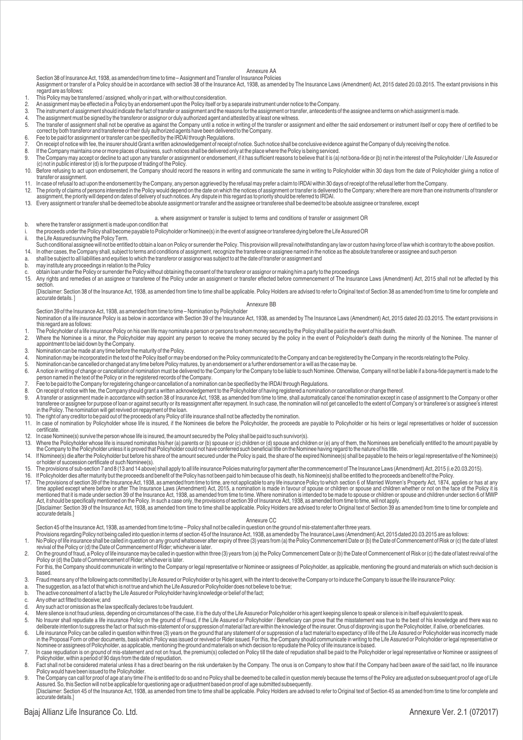# Annexure AA

Section 38 of Insurance Act, 1938, as amended from time to time – Assignment and Transfer of Insurance Policies

Assignment or transfer of a Policy should be in accordance with section 38 of the Insurance Act, 1938, as amended by The Insurance Laws (Amendment) Act, 2015 dated 20.03.2015. The extant provisions in this regard are as follows:

1. This Policy may be transferred / assigned, wholly or in part, with or without consideration.
2. An assignment may be effected in a Policy by an endorsement upon the Policy itself or by a separate instrument under notice to the Company.
3. The instrument of assignment should indicate the fact of transfer or assignment and the reasons for the assignment or transfer, antecedents of the assignee and terms on which assignment is made.
4. The assignment must be signed by the transferor or assignor or duly authorized agent and attested by at least one witness.
5. The transfer of assignment shall not be operative as against the Company until a notice in writing of the transfer or assignment and either the said endorsement or instrument itself or copy there of certified to be correct by both transferor and transferee or their duly authorized agents have been delivered to the Company.
6. Fee to be paid for assignment or transfer can be specified by the IRDAI through Regulations.
7. On receipt of notice with fee, the insurer should Grant a written acknowledgement of receipt of notice. Such notice shall be conclusive evidence against the Company of duly receiving the notice.
8. If the Company maintains one or more places of business, such notices shall be delivered only at the place where the Policy is being serviced.
9. The Company may accept or decline to act upon any transfer or assignment or endorsement, if it has sufficient reasons to believe that it is (a) not bona-fide or (b) not in the interest of the Policyholder / Life Assured or (c) not in public interest or (d) is for the purpose of trading of the Policy.
10. Before refusing to act upon endorsement, the Company should record the reasons in writing and communicate the same in writing to Policyholder within 30 days from the date of Policyholder giving a notice of transfer or assignment.
11. In case of refusal to act upon the endorsement by the Company, any person aggrieved by the refusal may prefer a claim to IRDAI within 30 days of receipt of the refusal letter from the Company.
12. The priority of claims of persons interested in the Policy would depend on the date on which the notices of assignment or transfer is delivered to the Company; where there are more than one instruments of transfer or assignment, the priority will depend on dates of delivery of such notices. Any dispute in this regard as to priority should be referred to IRDAI.
13. Every assignment or transfer shall be deemed to be absolute assignment or transfer and the assignee or transferee shall be deemed to be absolute assignee or transferee, except

   a. where assignment or transfer is subject to terms and conditions of transfer or assignment OR

   b. where the transfer or assignment is made upon condition that

      i. the proceeds under the Policy shall become payable to Policyholder or Nominee(s) in the event of assignee or transferee dying before the Life Assured OR

      ii. the Life Assured surviving the Policy Term.

   Such conditional assignee will not be entitled to obtain a loan on Policy or surrender the Policy. This provision will prevail notwithstanding any law or custom having force of law which is contrary to the above position.
14. In other cases, the Company shall, subject to terms and conditions of assignment, recognize the transferee or assignee named in the notice as the absolute transferee or assignee and such person
   a. shall be subject to all liabilities and equities to which the transferor or assignor was subject to at the date of transfer or assignment and
   b. may institute any proceedings in relation to the Policy
   c. obtain loan under the Policy or surrender the Policy without obtaining the consent of the transferor or assignor or making him a party to the proceedings
15. Any rights and remedies of an assignee or transferee of the Policy under an assignment or transfer effected before commencement of The Insurance Laws (Amendment) Act, 2015 shall not be affected by this section.

[Disclaimer: Section 38 of the Insurance Act, 1938, as amended from time to time shall be applicable. Policy Holders are advised to refer to Original text of Section 38 as amended from time to time for complete and accurate details. ]

# Annexure BB

Section 39 of the Insurance Act, 1938, as amended from time to time – Nomination by Policyholder

Nomination of a life insurance Policy is as below in accordance with Section 39 of the Insurance Act, 1938, as amended by The Insurance Laws (Amendment) Act, 2015 dated 20.03.2015. The extant provisions in this regard are as follows:

1. The Policyholder of a life insurance Policy on his own life may nominate a person or persons to whom money secured by the Policy shall be paid in the event of his death.
2. Where the Nominee is a minor, the Policyholder may appoint any person to receive the money secured by the policy in the event of Policyholder's death during the minority of the Nominee. The manner of appointment to be laid down by the Company.
3. Nomination can be made at any time before the maturity of the Policy.
4. Nomination may be incorporated in the text of the Policy itself or may be endorsed on the Policy communicated to the Company and can be registered by the Company in the records relating to the Policy.
5. Nomination can be cancelled or changed at any time before Policy matures, by an endorsement or a further endorsement or a will as the case may be.
6. A notice in writing of change or cancellation of nomination must be delivered to the Company for the Company to be liable to such Nominee. Otherwise, Company will not be liable if a bona-fide payment is made to the person named in the text of the Policy or in the registered records of the Company.
7. Fee to be paid to the Company for registering change or cancellation of a nomination can be specified by the IRDAI through Regulations.
8. On receipt of notice with fee, the Company should grant a written acknowledgement to the Policyholder of having registered a nomination or cancellation or change thereof.
9. A transfer or assignment made in accordance with section 38 of Insurance Act, 1938, as amended from time to time, shall automatically cancel the nomination except in case of assignment to the Company or other transferee or assignee for purpose of loan or against security or its reassignment after repayment. In such case, the nomination will not get cancelled to the extent of Company's or transferee's or assignee's interest in the Policy. The nomination will get revived on repayment of the loan.
10. The right of any creditor to be paid out of the proceeds of any Policy of life insurance shall not be affected by the nomination.
11. In case of nomination by Policyholder whose life is insured, if the Nominees die before the Policyholder, the proceeds are payable to Policyholder or his heirs or legal representatives or holder of succession certificate.
12. In case Nominee(s) survive the person whose life is insured, the amount secured by the Policy shall be paid to such survivor(s).
13. Where the Policyholder whose life is insured nominates his/her (a) parents or (b) spouse or (c) children or (d) spouse and children or (e) any of them, the Nominees are beneficially entitled to the amount payable by the Company to the Policyholder unless it is proved that Policyholder could not have conferred such beneficial title on the Nominee having regard to the nature of his title.
14. If Nominee(s) die after the Policyholder but before his share of the amount secured under the Policy is paid, the share of the expired Nominee(s) shall be payable to the heirs or legal representative of the Nominee(s) or holder of succession certificate of such Nominee(s).
15. The provisions of sub-section 7 and 8 (13 and 14 above) shall apply to all life insurance Policies maturing for payment after the commencement of The Insurance Laws (Amendment) Act, 2015 (i.e 20.03.2015).
16. If Policyholder dies after maturity but the proceeds and benefit of the Policy has not been paid to him because of his death, his Nominee(s) shall be entitled to the proceeds and benefit of the Policy.
17. The provisions of section 39 of the Insurance Act, 1938, as amended from time to time, are not applicable to any life insurance Policy to which section 6 of Married Women's Property Act, 1874, applies or has at any time applied except where before or after The Insurance Laws (Amendment) Act, 2015, a nomination is made in favour of spouse or children or spouse and children whether or not on the face of the Policy it is mentioned that it is made under section 39 of the Insurance Act, 1938, as amended from time to time. Where nomination is intended to be made to spouse or children or spouse and children under section 6 of MWP Act, it should be specifically mentioned on the Policy. In such a case only, the provisions of section 39 of Insurance Act, 1938, as amended from time to time, will not apply.

[Disclaimer: Section 39 of the Insurance Act, 1938, as amended from time to time shall be applicable. Policy Holders are advised to refer to Original text of Section 39 as amended from time to time for complete and accurate details.]

# Annexure CC

Section 45 of the Insurance Act, 1938, as amended from time to time – Policy shall not be called in question on the ground of mis-statement after three years.

Provisions regarding Policy not being called into question in terms of section 45 of the Insurance Act, 1938, as amended by The Insurance Laws (Amendment) Act, 2015 dated 20.03.2015 are as follows:

1. No Policy of life insurance shall be called in question on any ground whatsoever after expiry of three (3) years from (a) the Policy Commencement Date or (b) the Date of Commencement of Risk or (c) the date of latest revival of the Policy or (d) the Date of Commencement of Rider; whichever is later.
2. On the ground of fraud, a Policy of life insurance may be called in question within three (3) years from (a) the Policy Commencement Date or (b) the Date of Commencement of Risk or (c) the date of latest revival of the Policy or (d) the Date of Commencement of Rider; whichever is later.

   For this, the Company should communicate in writing to the Company or legal representative or Nominee or assignees of Policyholder, as applicable, mentioning the ground and materials on which such decision is based.
3. Fraud means any of the following acts committed by Life Assured or Policyholder or by his agent, with the intent to deceive the Company or to induce the Company to issue the life insurance Policy:
   a. The suggestion, as a fact of that which is not true and which the Life Assured or Policyholder does not believe to be true;
   b. The active concealment of a fact by the Life Assured or Policyholder having knowledge or belief of the fact;
   c. Any other act fitted to deceive; and
   d. Any such act or omission as the law specifically declares to be fraudulent.
4. Mere silence is not fraud unless, depending on circumstances of the case, it is the duty of the Life Assured or Policyholder or his agent keeping silence to speak or silence is in itself equivalent to speak.
5. No Insurer shall repudiate a life insurance Policy on the ground of Fraud, if the Life Assured or Policyholder / Beneficiary can prove that the misstatement was true to the best of his knowledge and there was no deliberate intention to suppress the fact or that such mis-statement of or suppression of material fact are within the knowledge of the insurer. Onus of disproving is upon the Policyholder, if alive, or beneficiaries.
6. Life insurance Policy can be called in question within three (3) years on the ground that any statement of or suppression of a fact material to expectancy of life of the Life Assured or Policyholder was incorrectly made in the Proposal Form or other documents, basis which Policy was issued or revived or Rider issued. For this, the Company should communicate in writing to the Life Assured or Policyholder or legal representative or Nominee or assignees of Policyholder, as applicable, mentioning the ground and materials on which decision to repudiate the Policy of life insurance is based.
7. In case repudiation is on ground of mis-statement and not on fraud, the premium(s) collected on Policy till the date of repudiation shall be paid to the Policyholder or legal representative or Nominee or assignees of Policyholder, within a period of 90 days from the date of repudiation.
8. Fact shall not be considered material unless it has a direct bearing on the risk undertaken by the Company. The onus is on Company to show that if the Company had been aware of the said fact, no life insurance Policy would have been issued to the Policyholder.
9. The Company can call for proof of age at any time if he is entitled to do so and no Policy shall be deemed to be called in question merely because the terms of the Policy are adjusted on subsequent proof of age of Life Assured. So, this Section will not be applicable for questioning age or adjustment based on proof of age submitted subsequently.

[Disclaimer: Section 45 of the Insurance Act, 1938, as amended from time to time shall be applicable. Policy Holders are advised to refer to Original text of Section 45 as amended from time to time for complete and accurate details.]

Bajaj Allianz Life Insurance Co. Ltd. Annexure Ver. 2.1 (072017)